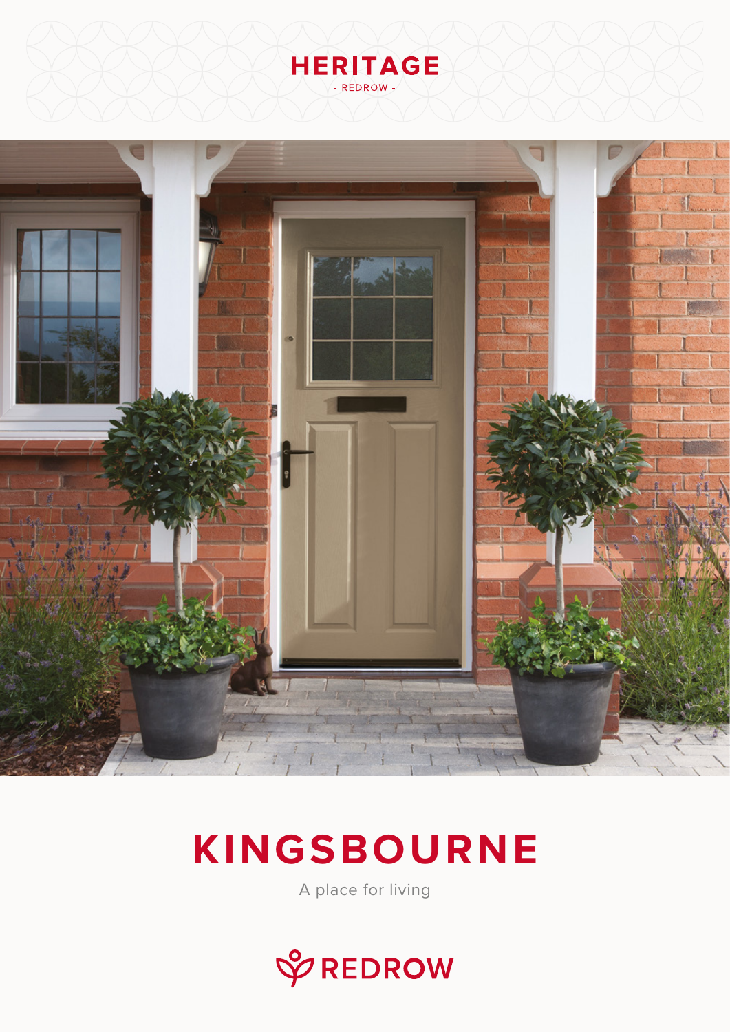HERITAGE

- REDROW -

# KINGSBOURNE

A place for living

REDROW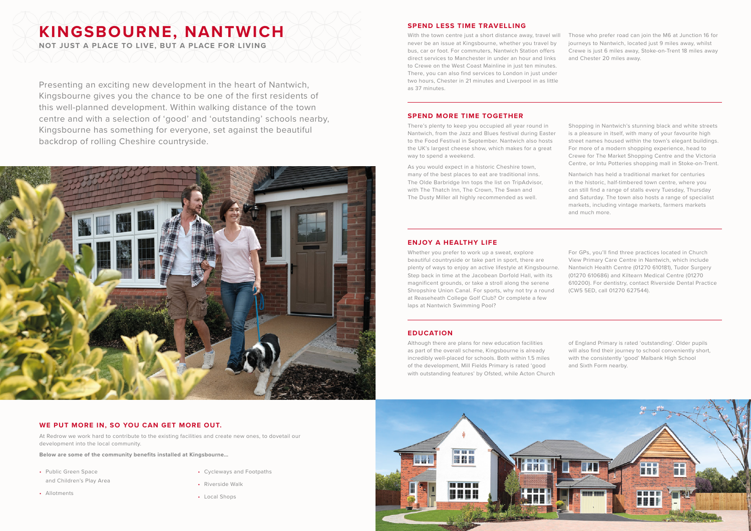# KINGSBOURNE, NANTWICH

**NOT JUST A PLACE TO LIVE, BUT A PLACE FOR LIVING**

Presenting an exciting new development in the heart of Nantwich, Kingsbourne gives you the chance to be one of the first residents of this well-planned development. Within walking distance of the town centre and with a selection of 'good' and 'outstanding' schools nearby, Kingsbourne has something for everyone, set against the beautiful backdrop of rolling Cheshire countryside.

## WE PUT MORE IN, SO YOU CAN GET MORE OUT.

At Redrow we work hard to contribute to the existing facilities and create new ones, to dovetail our development into the local community.

**Below are some of the community benefits installed at Kingsbourne...**

- Public Green Space and Children's Play Area
- Allotments
- Cycleways and Footpaths
- Riverside Walk
- Local Shops

## SPEND LESS TIME TRAVELLING

With the town centre just a short distance away, travel will never be an issue at Kingsbourne, whether you travel by bus, car or foot. For commuters, Nantwich Station offers direct services to Manchester in under an hour and links to Crewe on the West Coast Mainline in just ten minutes. There, you can also find services to London in just under two hours, Chester in 21 minutes and Liverpool in as little as 37 minutes.

Those who prefer road can join the M6 at Junction 16 for journeys to Nantwich, located just 9 miles away, whilst Crewe is just 6 miles away, Stoke-on-Trent 18 miles away and Chester 20 miles away.

## SPEND MORE TIME TOGETHER

There's plenty to keep you occupied all year round in Nantwich, from the Jazz and Blues festival during Easter to the Food Festival in September. Nantwich also hosts the UK's largest cheese show, which makes for a great way to spend a weekend.

As you would expect in a historic Cheshire town, many of the best places to eat are traditional inns. The Olde Barbridge Inn tops the list on TripAdvisor, with The Thatch Inn, The Crown, The Swan and The Dusty Miller all highly recommended as well.

Shopping in Nantwich's stunning black and white streets is a pleasure in itself, with many of your favourite high street names housed within the town's elegant buildings. For more of a modern shopping experience, head to Crewe for The Market Shopping Centre and the Victoria Centre, or Intu Potteries shopping mall in Stoke-on-Trent.

Nantwich has held a traditional market for centuries in the historic, half-timbered town centre, where you can still find a range of stalls every Tuesday, Thursday and Saturday. The town also hosts a range of specialist markets, including vintage markets, farmers markets and much more.

## ENJOY A HEALTHY LIFE

Whether you prefer to work up a sweat, explore beautiful countryside or take part in sport, there are plenty of ways to enjoy an active lifestyle at Kingsbourne. Step back in time at the Jacobean Dorfold Hall, with its magnificent grounds, or take a stroll along the serene Shropshire Union Canal. For sports, why not try a round at Reaseheath College Golf Club? Or complete a few laps at Nantwich Swimming Pool?

For GPs, you'll find three practices located in Church View Primary Care Centre in Nantwich, which include Nantwich Health Centre (01270 610181), Tudor Surgery (01270 610686) and Kiltearn Medical Centre (01270 610200). For dentistry, contact Riverside Dental Practice (CW5 5ED, call 01270 627544).

## EDUCATION

Although there are plans for new education facilities as part of the overall scheme, Kingsbourne is already incredibly well-placed for schools. Both within 1.5 miles of the development, Mill Fields Primary is rated 'good with outstanding features' by Ofsted, while Acton Church of England Primary is rated 'outstanding'. Older pupils will also find their journey to school conveniently short, with the consistently 'good' Malbank High School and Sixth Form nearby.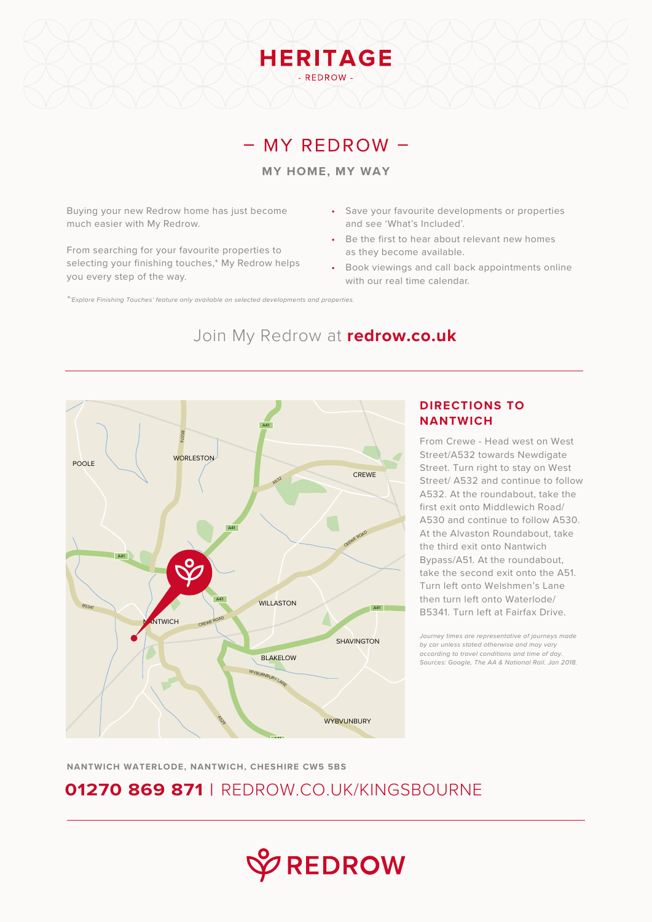# HERITAGE

- REDROW -

## – MY REDROW –

### MY HOME, MY WAY

Buying your new Redrow home has just become much easier with My Redrow.

From searching for your favourite properties to selecting your finishing touches,* My Redrow helps you every step of the way.

- Save your favourite developments or properties and see 'What's Included'.
- Be the first to hear about relevant new homes as they become available.
- Book viewings and call back appointments online with our real time calendar.

*'Explore Finishing Touches' feature only available on selected developments and properties.*

Join My Redrow at **redrow.co.uk**

POOLE
WORLESTON
CREWE
WILLASTON
NANTWICH
SHAVINGTON
BLAKELOW
WYBUNBURY
A41
A532
A530
A51
B5074
B5341
A529
CREWE ROAD
WYBURNBURY LANE

## DIRECTIONS TO NANTWICH

From Crewe - Head west on West Street/A532 towards Newdigate Street. Turn right to stay on West Street/ A532 and continue to follow A532. At the roundabout, take the first exit onto Middlewich Road/ A530 and continue to follow A530. At the Alvaston Roundabout, take the third exit onto Nantwich Bypass/A51. At the roundabout, take the second exit onto the A51. Turn left onto Welshmen's Lane then turn left onto Waterlode/ B5341. Turn left at Fairfax Drive.

*Journey times are representative of journeys made by car unless stated otherwise and may vary according to travel conditions and time of day. Sources: Google, The AA & National Rail. Jan 2018.*

**NANTWICH WATERLODE, NANTWICH, CHESHIRE CW5 5BS**

**01270 869 871** | REDROW.CO.UK/KINGSBOURNE

REDROW